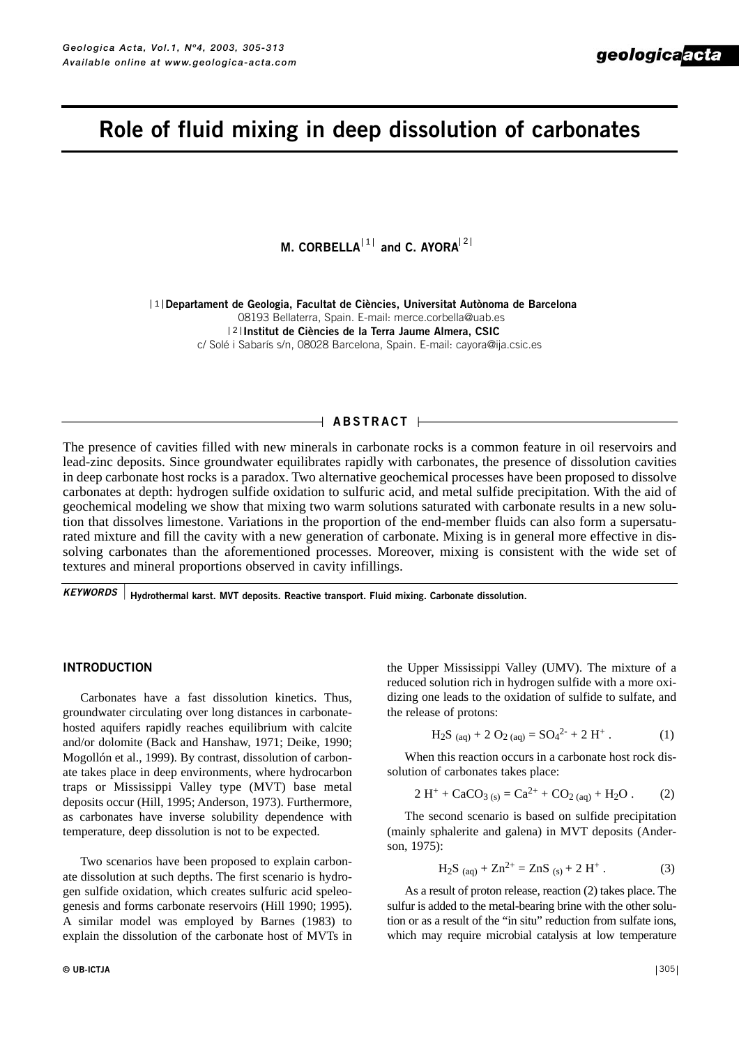# Role of fluid mixing in deep dissolution of carbonates

**M. CORBELLA**[1] **and C. AYORA**[2]

[1] **Departament de Geologia, Facultat de Ciències, Universitat Autònoma de Barcelona**
08193 Bellaterra, Spain. E-mail: merce.corbella@uab.es

[2] **Institut de Ciències de la Terra Jaume Almera, CSIC**
c/ Solé i Sabarís s/n, 08028 Barcelona, Spain. E-mail: cayora@ija.csic.es

## ABSTRACT

The presence of cavities filled with new minerals in carbonate rocks is a common feature in oil reservoirs and lead-zinc deposits. Since groundwater equilibrates rapidly with carbonates, the presence of dissolution cavities in deep carbonate host rocks is a paradox. Two alternative geochemical processes have been proposed to dissolve carbonates at depth: hydrogen sulfide oxidation to sulfuric acid, and metal sulfide precipitation. With the aid of geochemical modeling we show that mixing two warm solutions saturated with carbonate results in a new solution that dissolves limestone. Variations in the proportion of the end-member fluids can also form a supersaturated mixture and fill the cavity with a new generation of carbonate. Mixing is in general more effective in dissolving carbonates than the aforementioned processes. Moreover, mixing is consistent with the wide set of textures and mineral proportions observed in cavity infillings.

***KEYWORDS*** Hydrothermal karst. MVT deposits. Reactive transport. Fluid mixing. Carbonate dissolution.

## INTRODUCTION

Carbonates have a fast dissolution kinetics. Thus, groundwater circulating over long distances in carbonate-hosted aquifers rapidly reaches equilibrium with calcite and/or dolomite (Back and Hanshaw, 1971; Deike, 1990; Mogollón et al., 1999). By contrast, dissolution of carbonate takes place in deep environments, where hydrocarbon traps or Mississippi Valley type (MVT) base metal deposits occur (Hill, 1995; Anderson, 1973). Furthermore, as carbonates have inverse solubility dependence with temperature, deep dissolution is not to be expected.

Two scenarios have been proposed to explain carbonate dissolution at such depths. The first scenario is hydrogen sulfide oxidation, which creates sulfuric acid speleogenesis and forms carbonate reservoirs (Hill 1990; 1995). A similar model was employed by Barnes (1983) to explain the dissolution of the carbonate host of MVTs in the Upper Mississippi Valley (UMV). The mixture of a reduced solution rich in hydrogen sulfide with a more oxidizing one leads to the oxidation of sulfide to sulfate, and the release of protons:

$$H_2S_{(aq)} + 2\,O_{2\,(aq)} = SO_4^{2-} + 2\,H^+ \,. \qquad (1)$$

When this reaction occurs in a carbonate host rock dissolution of carbonates takes place:

$$2\,H^+ + CaCO_{3\,(s)} = Ca^{2+} + CO_{2\,(aq)} + H_2O \,. \qquad (2)$$

The second scenario is based on sulfide precipitation (mainly sphalerite and galena) in MVT deposits (Anderson, 1975):

$$H_2S_{(aq)} + Zn^{2+} = ZnS_{(s)} + 2\,H^+ \,. \qquad (3)$$

As a result of proton release, reaction (2) takes place. The sulfur is added to the metal-bearing brine with the other solution or as a result of the "in situ" reduction from sulfate ions, which may require microbial catalysis at low temperature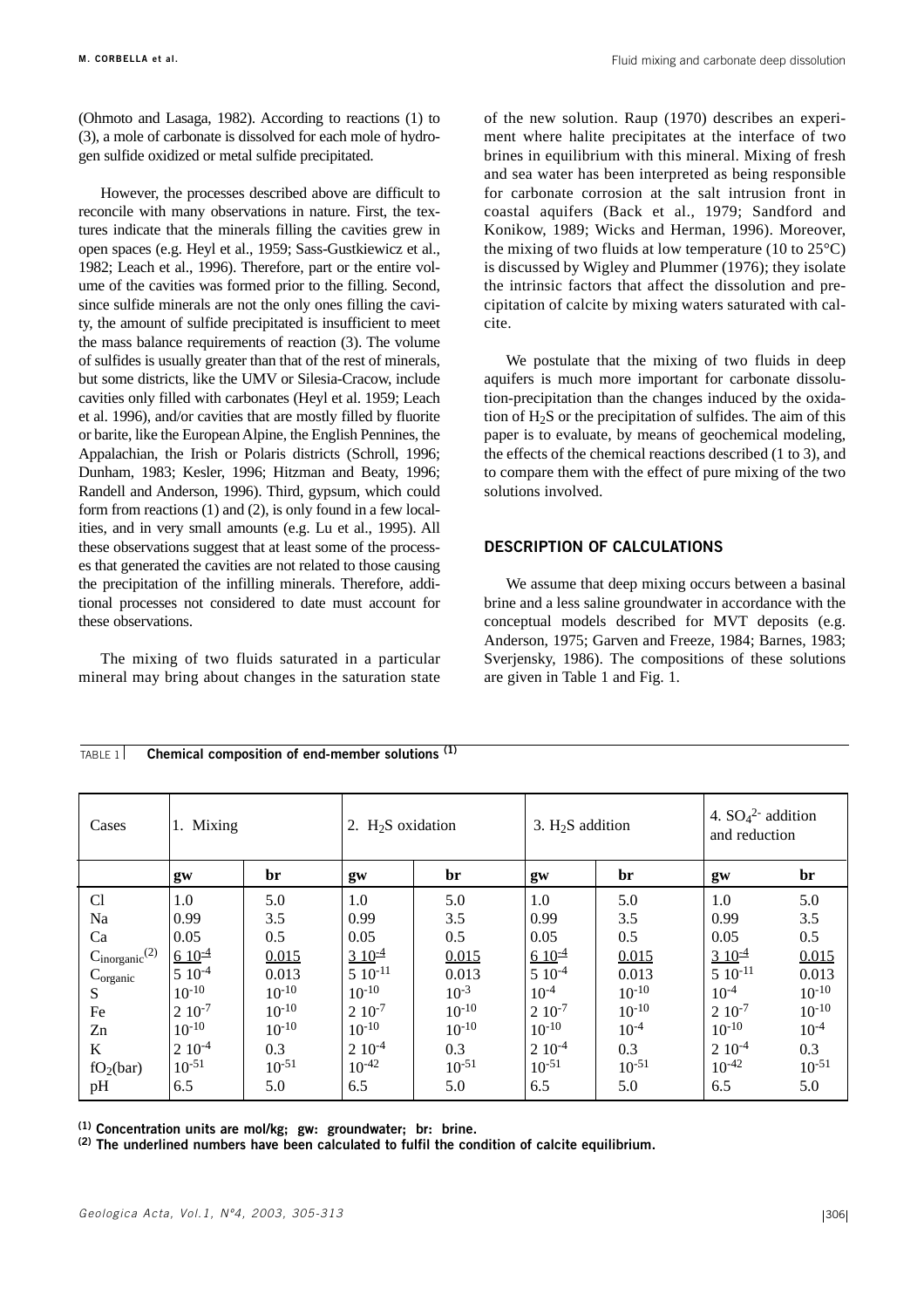(Ohmoto and Lasaga, 1982). According to reactions (1) to (3), a mole of carbonate is dissolved for each mole of hydrogen sulfide oxidized or metal sulfide precipitated.

However, the processes described above are difficult to reconcile with many observations in nature. First, the textures indicate that the minerals filling the cavities grew in open spaces (e.g. Heyl et al., 1959; Sass-Gustkiewicz et al., 1982; Leach et al., 1996). Therefore, part or the entire volume of the cavities was formed prior to the filling. Second, since sulfide minerals are not the only ones filling the cavity, the amount of sulfide precipitated is insufficient to meet the mass balance requirements of reaction (3). The volume of sulfides is usually greater than that of the rest of minerals, but some districts, like the UMV or Silesia-Cracow, include cavities only filled with carbonates (Heyl et al. 1959; Leach et al. 1996), and/or cavities that are mostly filled by fluorite or barite, like the European Alpine, the English Pennines, the Appalachian, the Irish or Polaris districts (Schroll, 1996; Dunham, 1983; Kesler, 1996; Hitzman and Beaty, 1996; Randell and Anderson, 1996). Third, gypsum, which could form from reactions (1) and (2), is only found in a few localities, and in very small amounts (e.g. Lu et al., 1995). All these observations suggest that at least some of the processes that generated the cavities are not related to those causing the precipitation of the infilling minerals. Therefore, additional processes not considered to date must account for these observations.

The mixing of two fluids saturated in a particular mineral may bring about changes in the saturation state of the new solution. Raup (1970) describes an experiment where halite precipitates at the interface of two brines in equilibrium with this mineral. Mixing of fresh and sea water has been interpreted as being responsible for carbonate corrosion at the salt intrusion front in coastal aquifers (Back et al., 1979; Sandford and Konikow, 1989; Wicks and Herman, 1996). Moreover, the mixing of two fluids at low temperature (10 to 25°C) is discussed by Wigley and Plummer (1976); they isolate the intrinsic factors that affect the dissolution and precipitation of calcite by mixing waters saturated with calcite.

We postulate that the mixing of two fluids in deep aquifers is much more important for carbonate dissolution-precipitation than the changes induced by the oxidation of $H_2S$ or the precipitation of sulfides. The aim of this paper is to evaluate, by means of geochemical modeling, the effects of the chemical reactions described (1 to 3), and to compare them with the effect of pure mixing of the two solutions involved.

## DESCRIPTION OF CALCULATIONS

We assume that deep mixing occurs between a basinal brine and a less saline groundwater in accordance with the conceptual models described for MVT deposits (e.g. Anderson, 1975; Garven and Freeze, 1984; Barnes, 1983; Sverjensky, 1986). The compositions of these solutions are given in Table 1 and Fig. 1.

TABLE 1 **Chemical composition of end-member solutions [(1)]**

| Cases | 1. Mixing | | 2. $H_2S$ oxidation | | 3. $H_2S$ addition | | 4. $SO_4^{2-}$ addition and reduction | |
|---|---|---|---|---|---|---|---|---|
| | **gw** | **br** | **gw** | **br** | **gw** | **br** | **gw** | **br** |
| Cl | 1.0 | 5.0 | 1.0 | 5.0 | 1.0 | 5.0 | 1.0 | 5.0 |
| Na | 0.99 | 3.5 | 0.99 | 3.5 | 0.99 | 3.5 | 0.99 | 3.5 |
| Ca | 0.05 | 0.5 | 0.05 | 0.5 | 0.05 | 0.5 | 0.05 | 0.5 |
| $C_{inorganic}$ [(2)] | $\underline{6\ 10^{-4}}$ | $\underline{0.015}$ | $\underline{3\ 10^{-4}}$ | $\underline{0.015}$ | $\underline{6\ 10^{-4}}$ | $\underline{0.015}$ | $\underline{3\ 10^{-4}}$ | $\underline{0.015}$ |
| $C_{organic}$ | $5\ 10^{-4}$ | 0.013 | $5\ 10^{-11}$ | 0.013 | $5\ 10^{-4}$ | 0.013 | $5\ 10^{-11}$ | 0.013 |
| S | $10^{-10}$ | $10^{-10}$ | $10^{-10}$ | $10^{-3}$ | $10^{-4}$ | $10^{-10}$ | $10^{-4}$ | $10^{-10}$ |
| Fe | $2\ 10^{-7}$ | $10^{-10}$ | $2\ 10^{-7}$ | $10^{-10}$ | $2\ 10^{-7}$ | $10^{-10}$ | $2\ 10^{-7}$ | $10^{-10}$ |
| Zn | $10^{-10}$ | $10^{-10}$ | $10^{-10}$ | $10^{-10}$ | $10^{-10}$ | $10^{-4}$ | $10^{-10}$ | $10^{-4}$ |
| K | $2\ 10^{-4}$ | 0.3 | $2\ 10^{-4}$ | 0.3 | $2\ 10^{-4}$ | 0.3 | $2\ 10^{-4}$ | 0.3 |
| $fO_2$(bar) | $10^{-51}$ | $10^{-51}$ | $10^{-42}$ | $10^{-51}$ | $10^{-51}$ | $10^{-51}$ | $10^{-42}$ | $10^{-51}$ |
| pH | 6.5 | 5.0 | 6.5 | 5.0 | 6.5 | 5.0 | 6.5 | 5.0 |

**[(1)] Concentration units are mol/kg; gw: groundwater; br: brine.**
**[(2)] The underlined numbers have been calculated to fulfil the condition of calcite equilibrium.**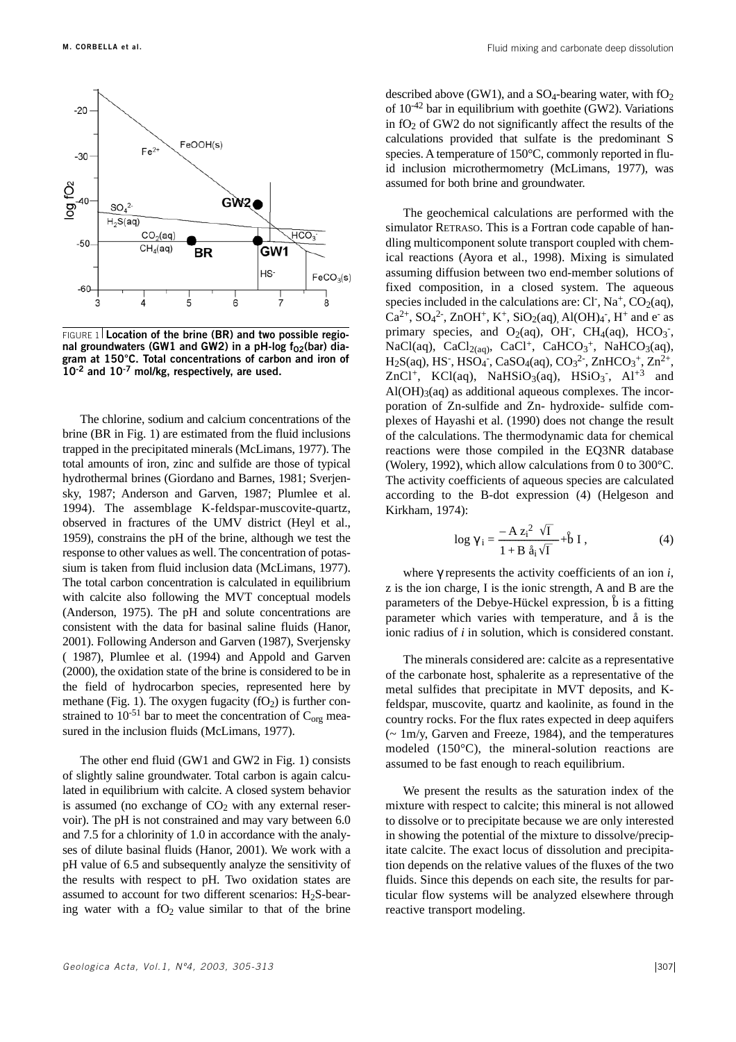FIGURE 1 **Location of the brine (BR) and two possible regional groundwaters (GW1 and GW2) in a pH-log $f_{O2}$(bar) diagram at 150°C. Total concentrations of carbon and iron of $10^{-2}$ and $10^{-7}$ mol/kg, respectively, are used.**

The chlorine, sodium and calcium concentrations of the brine (BR in Fig. 1) are estimated from the fluid inclusions trapped in the precipitated minerals (McLimans, 1977). The total amounts of iron, zinc and sulfide are those of typical hydrothermal brines (Giordano and Barnes, 1981; Sverjensky, 1987; Anderson and Garven, 1987; Plumlee et al. 1994). The assemblage K-feldspar-muscovite-quartz, observed in fractures of the UMV district (Heyl et al., 1959), constrains the pH of the brine, although we test the response to other values as well. The concentration of potassium is taken from fluid inclusion data (McLimans, 1977). The total carbon concentration is calculated in equilibrium with calcite also following the MVT conceptual models (Anderson, 1975). The pH and solute concentrations are consistent with the data for basinal saline fluids (Hanor, 2001). Following Anderson and Garven (1987), Sverjensky ( 1987), Plumlee et al. (1994) and Appold and Garven (2000), the oxidation state of the brine is considered to be in the field of hydrocarbon species, represented here by methane (Fig. 1). The oxygen fugacity ($fO_2$) is further constrained to $10^{-51}$ bar to meet the concentration of $C_{org}$ measured in the inclusion fluids (McLimans, 1977).

The other end fluid (GW1 and GW2 in Fig. 1) consists of slightly saline groundwater. Total carbon is again calculated in equilibrium with calcite. A closed system behavior is assumed (no exchange of $CO_2$ with any external reservoir). The pH is not constrained and may vary between 6.0 and 7.5 for a chlorinity of 1.0 in accordance with the analyses of dilute basinal fluids (Hanor, 2001). We work with a pH value of 6.5 and subsequently analyze the sensitivity of the results with respect to pH. Two oxidation states are assumed to account for two different scenarios: $H_2S$-bearing water with a $fO_2$ value similar to that of the brine described above (GW1), and a $SO_4$-bearing water, with $fO_2$ of $10^{-42}$ bar in equilibrium with goethite (GW2). Variations in $fO_2$ of GW2 do not significantly affect the results of the calculations provided that sulfate is the predominant S species. A temperature of 150°C, commonly reported in fluid inclusion microthermometry (McLimans, 1977), was assumed for both brine and groundwater.

The geochemical calculations are performed with the simulator RETRASO. This is a Fortran code capable of handling multicomponent solute transport coupled with chemical reactions (Ayora et al., 1998). Mixing is simulated assuming diffusion between two end-member solutions of fixed composition, in a closed system. The aqueous species included in the calculations are: $Cl^-$, $Na^+$, $CO_2(aq)$, $Ca^{2+}$, $SO_4^{2-}$, $ZnOH^+$, $K^+$, $SiO_2(aq)$, $Al(OH)_4^-$, $H^+$ and $e^-$ as primary species, and $O_2(aq)$, $OH^-$, $CH_4(aq)$, $HCO_3^-$, $NaCl(aq)$, $CaCl_{2(aq)}$, $CaCl^+$, $CaHCO_3^+$, $NaHCO_3(aq)$, $H_2S(aq)$, $HS^-$, $HSO_4^-$, $CaSO_4(aq)$, $CO_3^{2-}$, $ZnHCO_3^+$, $Zn^{2+}$, $ZnCl^+$, $KCl(aq)$, $NaHSiO_3(aq)$, $HSiO_3^-$, $Al^{+3}$ and $Al(OH)_3(aq)$ as additional aqueous complexes. The incorporation of Zn-sulfide and Zn- hydroxide- sulfide complexes of Hayashi et al. (1990) does not change the result of the calculations. The thermodynamic data for chemical reactions were those compiled in the EQ3NR database (Wolery, 1992), which allow calculations from 0 to 300°C. The activity coefficients of aqueous species are calculated according to the B-dot expression (4) (Helgeson and Kirkham, 1974):

$$\log \gamma_i = \frac{-A z_i^2 \sqrt{I}}{1 + B \mathring{a}_i \sqrt{I}} + \mathring{b}\, I\,, \qquad (4)$$

where $\gamma$ represents the activity coefficients of an ion *i*, z is the ion charge, I is the ionic strength, A and B are the parameters of the Debye-Hückel expression, $\mathring{b}$ is a fitting parameter which varies with temperature, and $\mathring{a}$ is the ionic radius of *i* in solution, which is considered constant.

The minerals considered are: calcite as a representative of the carbonate host, sphalerite as a representative of the metal sulfides that precipitate in MVT deposits, and K-feldspar, muscovite, quartz and kaolinite, as found in the country rocks. For the flux rates expected in deep aquifers (~ 1m/y, Garven and Freeze, 1984), and the temperatures modeled (150°C), the mineral-solution reactions are assumed to be fast enough to reach equilibrium.

We present the results as the saturation index of the mixture with respect to calcite; this mineral is not allowed to dissolve or to precipitate because we are only interested in showing the potential of the mixture to dissolve/precipitate calcite. The exact locus of dissolution and precipitation depends on the relative values of the fluxes of the two fluids. Since this depends on each site, the results for particular flow systems will be analyzed elsewhere through reactive transport modeling.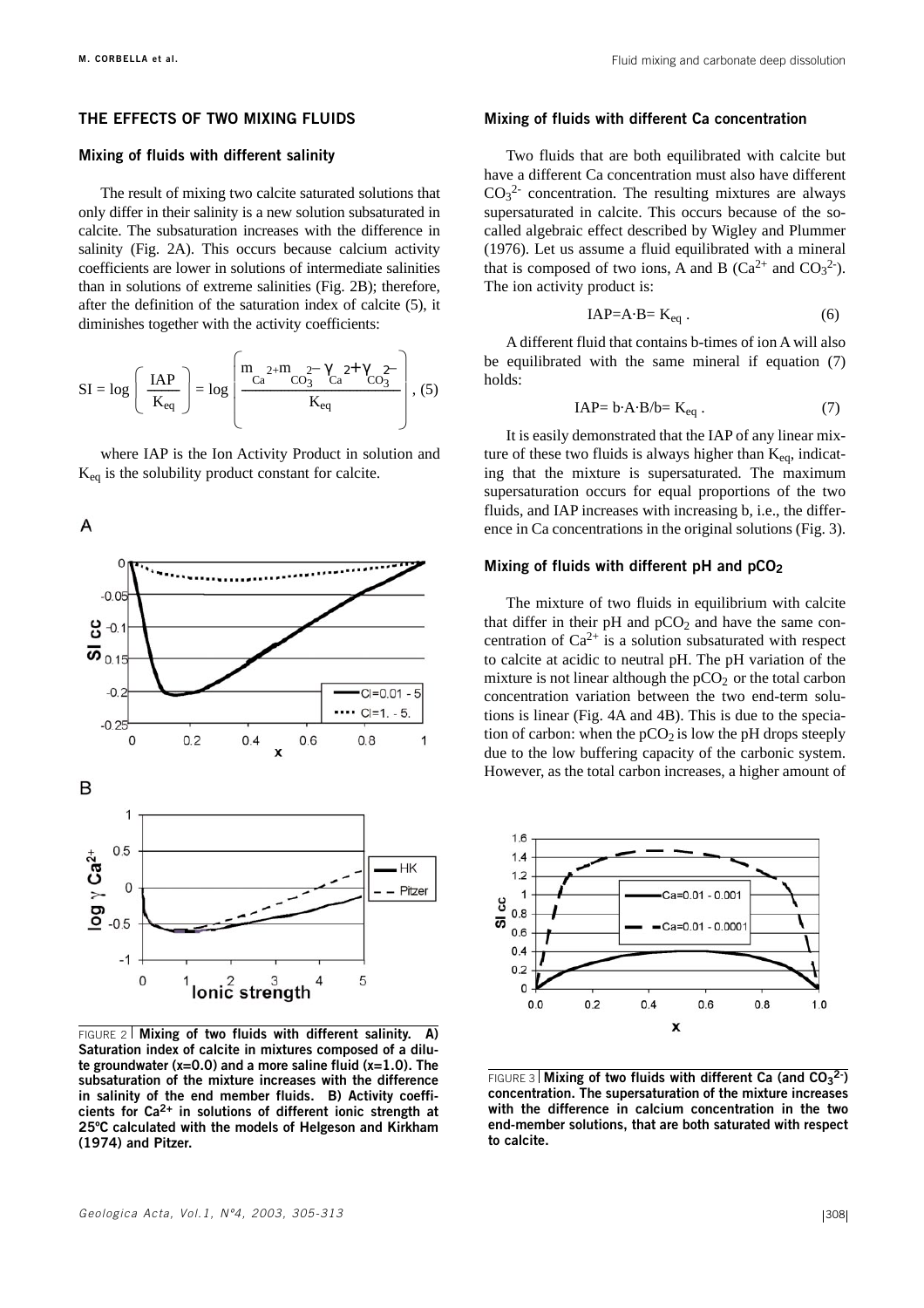## THE EFFECTS OF TWO MIXING FLUIDS

### Mixing of fluids with different salinity

The result of mixing two calcite saturated solutions that only differ in their salinity is a new solution subsaturated in calcite. The subsaturation increases with the difference in salinity (Fig. 2A). This occurs because calcium activity coefficients are lower in solutions of intermediate salinities than in solutions of extreme salinities (Fig. 2B); therefore, after the definition of the saturation index of calcite (5), it diminishes together with the activity coefficients:

$$SI = \log\left(\frac{IAP}{K_{eq}}\right) = \log\left(\frac{m_{Ca^{2+}} m_{CO_3^{2-}} \gamma_{Ca^{2+}} \gamma_{CO_3^{2-}}}{K_{eq}}\right), \quad (5)$$

where IAP is the Ion Activity Product in solution and $K_{eq}$ is the solubility product constant for calcite.

FIGURE 2 **Mixing of two fluids with different salinity. A) Saturation index of calcite in mixtures composed of a dilute groundwater (x=0.0) and a more saline fluid (x=1.0). The subsaturation of the mixture increases with the difference in salinity of the end member fluids. B) Activity coefficients for $Ca^{2+}$ in solutions of different ionic strength at 25ºC calculated with the models of Helgeson and Kirkham (1974) and Pitzer.**

### Mixing of fluids with different Ca concentration

Two fluids that are both equilibrated with calcite but have a different Ca concentration must also have different $CO_3^{2-}$ concentration. The resulting mixtures are always supersaturated in calcite. This occurs because of the so-called algebraic effect described by Wigley and Plummer (1976). Let us assume a fluid equilibrated with a mineral that is composed of two ions, A and B ($Ca^{2+}$ and $CO_3^{2-}$). The ion activity product is:

$$IAP = A \cdot B = K_{eq}\,. \quad (6)$$

A different fluid that contains b-times of ion A will also be equilibrated with the same mineral if equation (7) holds:

$$IAP = b \cdot A \cdot B/b = K_{eq}\,. \quad (7)$$

It is easily demonstrated that the IAP of any linear mixture of these two fluids is always higher than $K_{eq}$, indicating that the mixture is supersaturated. The maximum supersaturation occurs for equal proportions of the two fluids, and IAP increases with increasing b, i.e., the difference in Ca concentrations in the original solutions (Fig. 3).

### Mixing of fluids with different pH and $pCO_2$

The mixture of two fluids in equilibrium with calcite that differ in their pH and $pCO_2$ and have the same concentration of $Ca^{2+}$ is a solution subsaturated with respect to calcite at acidic to neutral pH. The pH variation of the mixture is not linear although the $pCO_2$ or the total carbon concentration variation between the two end-term solutions is linear (Fig. 4A and 4B). This is due to the speciation of carbon: when the $pCO_2$ is low the pH drops steeply due to the low buffering capacity of the carbonic system. However, as the total carbon increases, a higher amount of

FIGURE 3 **Mixing of two fluids with different Ca (and $CO_3^{2-}$) concentration. The supersaturation of the mixture increases with the difference in calcium concentration in the two end-member solutions, that are both saturated with respect to calcite.**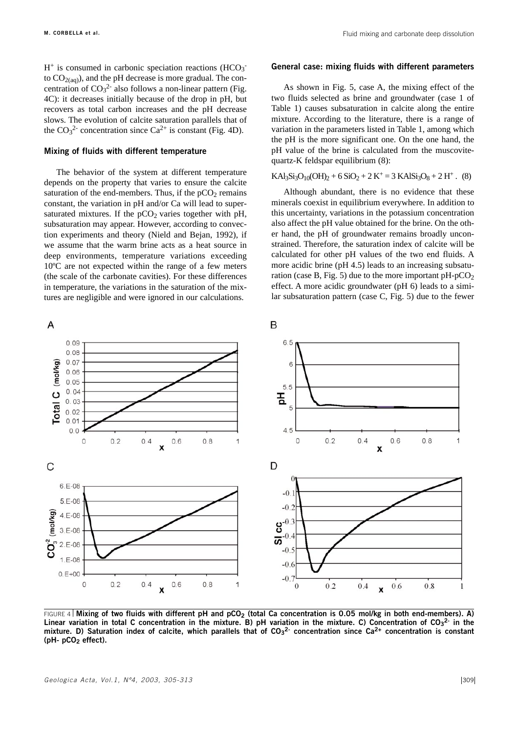$H^+$ is consumed in carbonic speciation reactions ($HCO_3^-$ to $CO_{2(aq)}$), and the pH decrease is more gradual. The concentration of $CO_3^{2-}$ also follows a non-linear pattern (Fig. 4C): it decreases initially because of the drop in pH, but recovers as total carbon increases and the pH decrease slows. The evolution of calcite saturation parallels that of the $CO_3^{2-}$ concentration since $Ca^{2+}$ is constant (Fig. 4D).

### Mixing of fluids with different temperature

The behavior of the system at different temperature depends on the property that varies to ensure the calcite saturation of the end-members. Thus, if the $pCO_2$ remains constant, the variation in pH and/or Ca will lead to supersaturated mixtures. If the $pCO_2$ varies together with pH, subsaturation may appear. However, according to convection experiments and theory (Nield and Bejan, 1992), if we assume that the warm brine acts as a heat source in deep environments, temperature variations exceeding 10ºC are not expected within the range of a few meters (the scale of the carbonate cavities). For these differences in temperature, the variations in the saturation of the mixtures are negligible and were ignored in our calculations.

### General case: mixing fluids with different parameters

As shown in Fig. 5, case A, the mixing effect of the two fluids selected as brine and groundwater (case 1 of Table 1) causes subsaturation in calcite along the entire mixture. According to the literature, there is a range of variation in the parameters listed in Table 1, among which the pH is the more significant one. On the one hand, the pH value of the brine is calculated from the muscovite-quartz-K feldspar equilibrium (8):

$$KAl_3Si_3O_{10}(OH)_2 + 6\,SiO_2 + 2\,K^+ = 3\,KAlSi_3O_8 + 2\,H^+ . \quad (8)$$

Although abundant, there is no evidence that these minerals coexist in equilibrium everywhere. In addition to this uncertainty, variations in the potassium concentration also affect the pH value obtained for the brine. On the other hand, the pH of groundwater remains broadly unconstrained. Therefore, the saturation index of calcite will be calculated for other pH values of the two end fluids. A more acidic brine (pH 4.5) leads to an increasing subsaturation (case B, Fig. 5) due to the more important pH-$pCO_2$ effect. A more acidic groundwater (pH 6) leads to a similar subsaturation pattern (case C, Fig. 5) due to the fewer

FIGURE 4 | **Mixing of two fluids with different pH and $pCO_2$ (total Ca concentration is 0.05 mol/kg in both end-members). A) Linear variation in total C concentration in the mixture. B) pH variation in the mixture. C) Concentration of $CO_3^{2-}$ in the mixture. D) Saturation index of calcite, which parallels that of $CO_3^{2-}$ concentration since $Ca^{2+}$ concentration is constant (pH- $pCO_2$ effect).**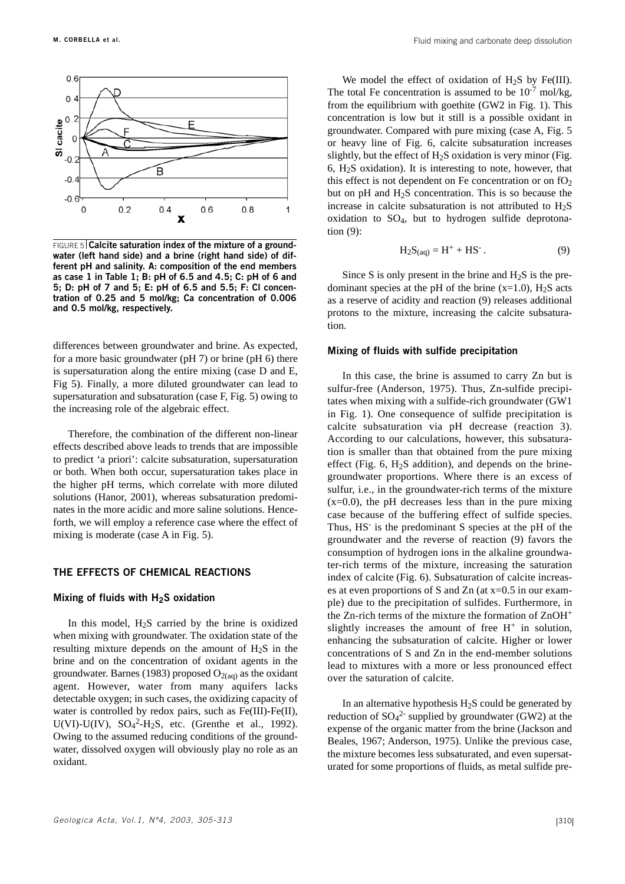FIGURE 5 **Calcite saturation index of the mixture of a groundwater (left hand side) and a brine (right hand side) of different pH and salinity. A: composition of the end members as case 1 in Table 1; B: pH of 6.5 and 4.5; C: pH of 6 and 5; D: pH of 7 and 5; E: pH of 6.5 and 5.5; F: Cl concentration of 0.25 and 5 mol/kg; Ca concentration of 0.006 and 0.5 mol/kg, respectively.**

differences between groundwater and brine. As expected, for a more basic groundwater (pH 7) or brine (pH 6) there is supersaturation along the entire mixing (case D and E, Fig 5). Finally, a more diluted groundwater can lead to supersaturation and subsaturation (case F, Fig. 5) owing to the increasing role of the algebraic effect.

Therefore, the combination of the different non-linear effects described above leads to trends that are impossible to predict 'a priori': calcite subsaturation, supersaturation or both. When both occur, supersaturation takes place in the higher pH terms, which correlate with more diluted solutions (Hanor, 2001), whereas subsaturation predominates in the more acidic and more saline solutions. Henceforth, we will employ a reference case where the effect of mixing is moderate (case A in Fig. 5).

## THE EFFECTS OF CHEMICAL REACTIONS

### Mixing of fluids with $H_2S$ oxidation

In this model, $H_2S$ carried by the brine is oxidized when mixing with groundwater. The oxidation state of the resulting mixture depends on the amount of $H_2S$ in the brine and on the concentration of oxidant agents in the groundwater. Barnes (1983) proposed $O_{2(aq)}$ as the oxidant agent. However, water from many aquifers lacks detectable oxygen; in such cases, the oxidizing capacity of water is controlled by redox pairs, such as Fe(III)-Fe(II), U(VI)-U(IV), $SO_4^{2}$-$H_2S$, etc. (Grenthe et al., 1992). Owing to the assumed reducing conditions of the groundwater, dissolved oxygen will obviously play no role as an oxidant.

We model the effect of oxidation of $H_2S$ by Fe(III). The total Fe concentration is assumed to be $10^{-7}$ mol/kg, from the equilibrium with goethite (GW2 in Fig. 1). This concentration is low but it still is a possible oxidant in groundwater. Compared with pure mixing (case A, Fig. 5 or heavy line of Fig. 6, calcite subsaturation increases slightly, but the effect of $H_2S$ oxidation is very minor (Fig. 6, $H_2S$ oxidation). It is interesting to note, however, that this effect is not dependent on Fe concentration or on $fO_2$ but on pH and $H_2S$ concentration. This is so because the increase in calcite subsaturation is not attributed to $H_2S$ oxidation to $SO_4$, but to hydrogen sulfide deprotonation (9):

$$H_2S_{(aq)} = H^+ + HS^- . \tag{9}$$

Since S is only present in the brine and $H_2S$ is the predominant species at the pH of the brine (x=1.0), $H_2S$ acts as a reserve of acidity and reaction (9) releases additional protons to the mixture, increasing the calcite subsaturation.

### Mixing of fluids with sulfide precipitation

In this case, the brine is assumed to carry Zn but is sulfur-free (Anderson, 1975). Thus, Zn-sulfide precipitates when mixing with a sulfide-rich groundwater (GW1 in Fig. 1). One consequence of sulfide precipitation is calcite subsaturation via pH decrease (reaction 3). According to our calculations, however, this subsaturation is smaller than that obtained from the pure mixing effect (Fig. 6, $H_2S$ addition), and depends on the brine-groundwater proportions. Where there is an excess of sulfur, i.e., in the groundwater-rich terms of the mixture (x=0.0), the pH decreases less than in the pure mixing case because of the buffering effect of sulfide species. Thus, $HS^-$ is the predominant S species at the pH of the groundwater and the reverse of reaction (9) favors the consumption of hydrogen ions in the alkaline groundwater-rich terms of the mixture, increasing the saturation index of calcite (Fig. 6). Subsaturation of calcite increases at even proportions of S and Zn (at x=0.5 in our example) due to the precipitation of sulfides. Furthermore, in the Zn-rich terms of the mixture the formation of $ZnOH^+$ slightly increases the amount of free $H^+$ in solution, enhancing the subsaturation of calcite. Higher or lower concentrations of S and Zn in the end-member solutions lead to mixtures with a more or less pronounced effect over the saturation of calcite.

In an alternative hypothesis $H_2S$ could be generated by reduction of $SO_4^{2-}$ supplied by groundwater (GW2) at the expense of the organic matter from the brine (Jackson and Beales, 1967; Anderson, 1975). Unlike the previous case, the mixture becomes less subsaturated, and even supersaturated for some proportions of fluids, as metal sulfide pre-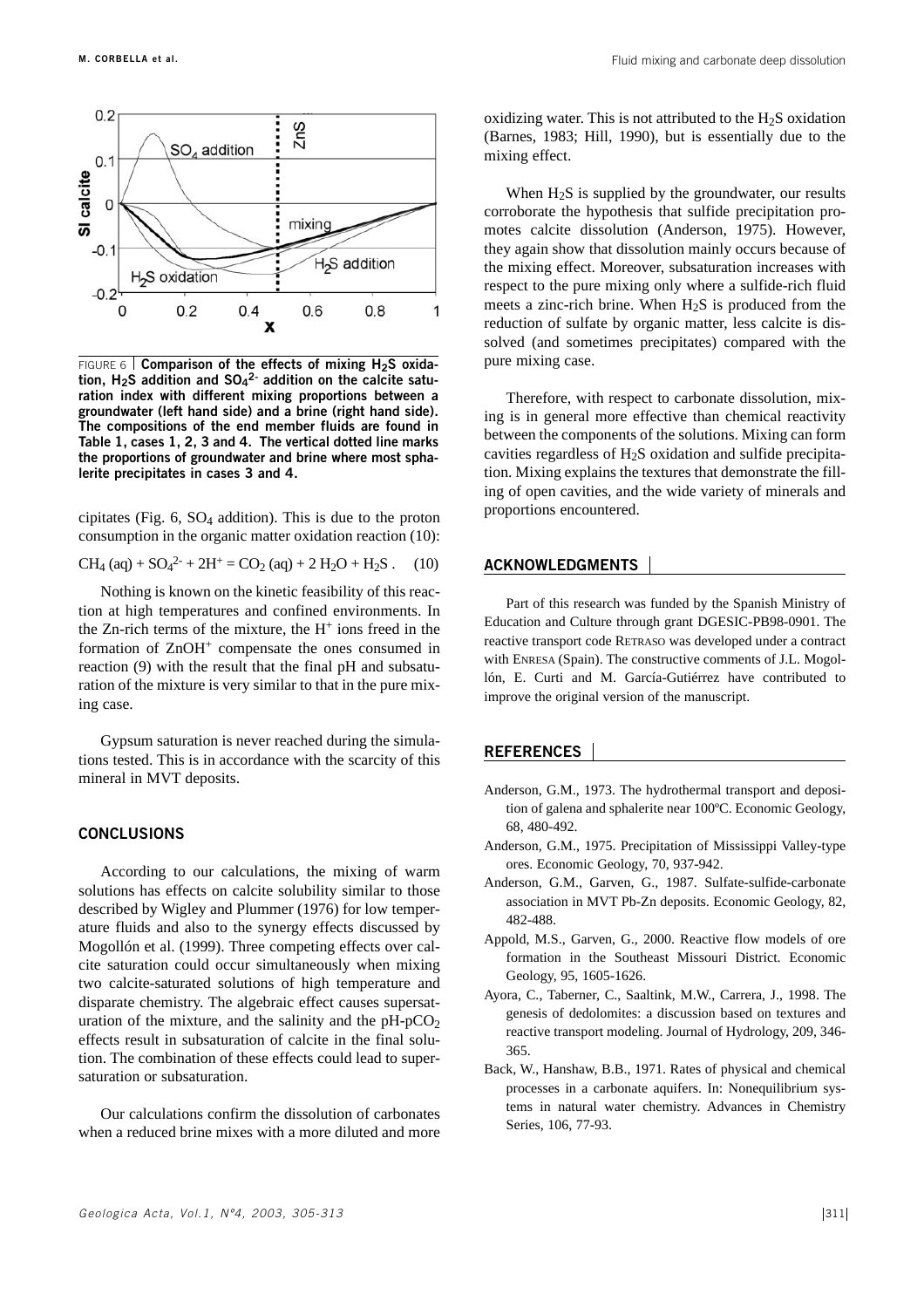FIGURE 6 | **Comparison of the effects of mixing $H_2S$ oxidation, $H_2S$ addition and $SO_4^{2-}$ addition on the calcite saturation index with different mixing proportions between a groundwater (left hand side) and a brine (right hand side). The compositions of the end member fluids are found in Table 1, cases 1, 2, 3 and 4. The vertical dotted line marks the proportions of groundwater and brine where most sphalerite precipitates in cases 3 and 4.**

cipitates (Fig. 6, $SO_4$ addition). This is due to the proton consumption in the organic matter oxidation reaction (10):

$$CH_4\,(aq) + SO_4^{2-} + 2H^+ = CO_2\,(aq) + 2\,H_2O + H_2S\,. \quad (10)$$

Nothing is known on the kinetic feasibility of this reaction at high temperatures and confined environments. In the Zn-rich terms of the mixture, the $H^+$ ions freed in the formation of $ZnOH^+$ compensate the ones consumed in reaction (9) with the result that the final pH and subsaturation of the mixture is very similar to that in the pure mixing case.

Gypsum saturation is never reached during the simulations tested. This is in accordance with the scarcity of this mineral in MVT deposits.

## CONCLUSIONS

According to our calculations, the mixing of warm solutions has effects on calcite solubility similar to those described by Wigley and Plummer (1976) for low temperature fluids and also to the synergy effects discussed by Mogollón et al. (1999). Three competing effects over calcite saturation could occur simultaneously when mixing two calcite-saturated solutions of high temperature and disparate chemistry. The algebraic effect causes supersaturation of the mixture, and the salinity and the pH-$pCO_2$ effects result in subsaturation of calcite in the final solution. The combination of these effects could lead to supersaturation or subsaturation.

Our calculations confirm the dissolution of carbonates when a reduced brine mixes with a more diluted and more oxidizing water. This is not attributed to the $H_2S$ oxidation (Barnes, 1983; Hill, 1990), but is essentially due to the mixing effect.

When $H_2S$ is supplied by the groundwater, our results corroborate the hypothesis that sulfide precipitation promotes calcite dissolution (Anderson, 1975). However, they again show that dissolution mainly occurs because of the mixing effect. Moreover, subsaturation increases with respect to the pure mixing only where a sulfide-rich fluid meets a zinc-rich brine. When $H_2S$ is produced from the reduction of sulfate by organic matter, less calcite is dissolved (and sometimes precipitates) compared with the pure mixing case.

Therefore, with respect to carbonate dissolution, mixing is in general more effective than chemical reactivity between the components of the solutions. Mixing can form cavities regardless of $H_2S$ oxidation and sulfide precipitation. Mixing explains the textures that demonstrate the filling of open cavities, and the wide variety of minerals and proportions encountered.

## ACKNOWLEDGMENTS

Part of this research was funded by the Spanish Ministry of Education and Culture through grant DGESIC-PB98-0901. The reactive transport code RETRASO was developed under a contract with ENRESA (Spain). The constructive comments of J.L. Mogollón, E. Curti and M. García-Gutiérrez have contributed to improve the original version of the manuscript.

## REFERENCES

- Anderson, G.M., 1973. The hydrothermal transport and deposition of galena and sphalerite near 100ºC. Economic Geology, 68, 480-492.
- Anderson, G.M., 1975. Precipitation of Mississippi Valley-type ores. Economic Geology, 70, 937-942.
- Anderson, G.M., Garven, G., 1987. Sulfate-sulfide-carbonate association in MVT Pb-Zn deposits. Economic Geology, 82, 482-488.
- Appold, M.S., Garven, G., 2000. Reactive flow models of ore formation in the Southeast Missouri District. Economic Geology, 95, 1605-1626.
- Ayora, C., Taberner, C., Saaltink, M.W., Carrera, J., 1998. The genesis of dedolomites: a discussion based on textures and reactive transport modeling. Journal of Hydrology, 209, 346-365.
- Back, W., Hanshaw, B.B., 1971. Rates of physical and chemical processes in a carbonate aquifers. In: Nonequilibrium systems in natural water chemistry. Advances in Chemistry Series, 106, 77-93.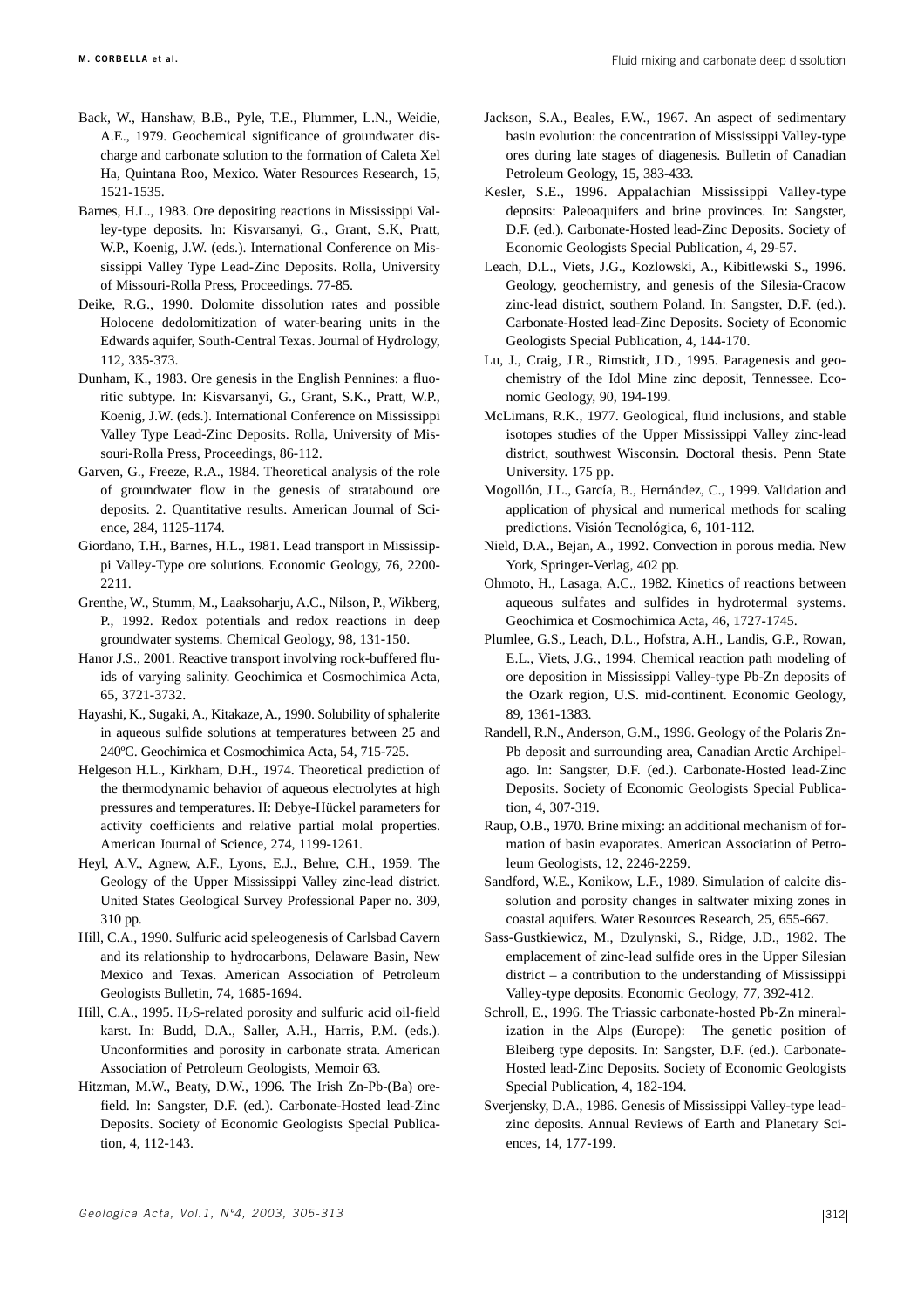Back, W., Hanshaw, B.B., Pyle, T.E., Plummer, L.N., Weidie, A.E., 1979. Geochemical significance of groundwater discharge and carbonate solution to the formation of Caleta Xel Ha, Quintana Roo, Mexico. Water Resources Research, 15, 1521-1535.

Barnes, H.L., 1983. Ore depositing reactions in Mississippi Valley-type deposits. In: Kisvarsanyi, G., Grant, S.K, Pratt, W.P., Koenig, J.W. (eds.). International Conference on Mississippi Valley Type Lead-Zinc Deposits. Rolla, University of Missouri-Rolla Press, Proceedings. 77-85.

Deike, R.G., 1990. Dolomite dissolution rates and possible Holocene dedolomitization of water-bearing units in the Edwards aquifer, South-Central Texas. Journal of Hydrology, 112, 335-373.

Dunham, K., 1983. Ore genesis in the English Pennines: a fluoritic subtype. In: Kisvarsanyi, G., Grant, S.K., Pratt, W.P., Koenig, J.W. (eds.). International Conference on Mississippi Valley Type Lead-Zinc Deposits. Rolla, University of Missouri-Rolla Press, Proceedings, 86-112.

Garven, G., Freeze, R.A., 1984. Theoretical analysis of the role of groundwater flow in the genesis of stratabound ore deposits. 2. Quantitative results. American Journal of Science, 284, 1125-1174.

Giordano, T.H., Barnes, H.L., 1981. Lead transport in Mississippi Valley-Type ore solutions. Economic Geology, 76, 2200-2211.

Grenthe, W., Stumm, M., Laaksoharju, A.C., Nilson, P., Wikberg, P., 1992. Redox potentials and redox reactions in deep groundwater systems. Chemical Geology, 98, 131-150.

Hanor J.S., 2001. Reactive transport involving rock-buffered fluids of varying salinity. Geochimica et Cosmochimica Acta, 65, 3721-3732.

Hayashi, K., Sugaki, A., Kitakaze, A., 1990. Solubility of sphalerite in aqueous sulfide solutions at temperatures between 25 and 240ºC. Geochimica et Cosmochimica Acta, 54, 715-725.

Helgeson H.L., Kirkham, D.H., 1974. Theoretical prediction of the thermodynamic behavior of aqueous electrolytes at high pressures and temperatures. II: Debye-Hückel parameters for activity coefficients and relative partial molal properties. American Journal of Science, 274, 1199-1261.

Heyl, A.V., Agnew, A.F., Lyons, E.J., Behre, C.H., 1959. The Geology of the Upper Mississippi Valley zinc-lead district. United States Geological Survey Professional Paper no. 309, 310 pp.

Hill, C.A., 1990. Sulfuric acid speleogenesis of Carlsbad Cavern and its relationship to hydrocarbons, Delaware Basin, New Mexico and Texas. American Association of Petroleum Geologists Bulletin, 74, 1685-1694.

Hill, C.A., 1995. $H_2S$-related porosity and sulfuric acid oil-field karst. In: Budd, D.A., Saller, A.H., Harris, P.M. (eds.). Unconformities and porosity in carbonate strata. American Association of Petroleum Geologists, Memoir 63.

Hitzman, M.W., Beaty, D.W., 1996. The Irish Zn-Pb-(Ba) orefield. In: Sangster, D.F. (ed.). Carbonate-Hosted lead-Zinc Deposits. Society of Economic Geologists Special Publication, 4, 112-143.

Jackson, S.A., Beales, F.W., 1967. An aspect of sedimentary basin evolution: the concentration of Mississippi Valley-type ores during late stages of diagenesis. Bulletin of Canadian Petroleum Geology, 15, 383-433.

Kesler, S.E., 1996. Appalachian Mississippi Valley-type deposits: Paleoaquifers and brine provinces. In: Sangster, D.F. (ed.). Carbonate-Hosted lead-Zinc Deposits. Society of Economic Geologists Special Publication, 4, 29-57.

Leach, D.L., Viets, J.G., Kozlowski, A., Kibitlewski S., 1996. Geology, geochemistry, and genesis of the Silesia-Cracow zinc-lead district, southern Poland. In: Sangster, D.F. (ed.). Carbonate-Hosted lead-Zinc Deposits. Society of Economic Geologists Special Publication, 4, 144-170.

Lu, J., Craig, J.R., Rimstidt, J.D., 1995. Paragenesis and geochemistry of the Idol Mine zinc deposit, Tennessee. Economic Geology, 90, 194-199.

McLimans, R.K., 1977. Geological, fluid inclusions, and stable isotopes studies of the Upper Mississippi Valley zinc-lead district, southwest Wisconsin. Doctoral thesis. Penn State University. 175 pp.

Mogollón, J.L., García, B., Hernández, C., 1999. Validation and application of physical and numerical methods for scaling predictions. Visión Tecnológica, 6, 101-112.

Nield, D.A., Bejan, A., 1992. Convection in porous media. New York, Springer-Verlag, 402 pp.

Ohmoto, H., Lasaga, A.C., 1982. Kinetics of reactions between aqueous sulfates and sulfides in hydrotermal systems. Geochimica et Cosmochimica Acta, 46, 1727-1745.

Plumlee, G.S., Leach, D.L., Hofstra, A.H., Landis, G.P., Rowan, E.L., Viets, J.G., 1994. Chemical reaction path modeling of ore deposition in Mississippi Valley-type Pb-Zn deposits of the Ozark region, U.S. mid-continent. Economic Geology, 89, 1361-1383.

Randell, R.N., Anderson, G.M., 1996. Geology of the Polaris Zn-Pb deposit and surrounding area, Canadian Arctic Archipelago. In: Sangster, D.F. (ed.). Carbonate-Hosted lead-Zinc Deposits. Society of Economic Geologists Special Publication, 4, 307-319.

Raup, O.B., 1970. Brine mixing: an additional mechanism for formation of basin evaporates. American Association of Petroleum Geologists, 12, 2246-2259.

Sandford, W.E., Konikow, L.F., 1989. Simulation of calcite dissolution and porosity changes in saltwater mixing zones in coastal aquifers. Water Resources Research, 25, 655-667.

Sass-Gustkiewicz, M., Dzulynski, S., Ridge, J.D., 1982. The emplacement of zinc-lead sulfide ores in the Upper Silesian district – a contribution to the understanding of Mississippi Valley-type deposits. Economic Geology, 77, 392-412.

Schroll, E., 1996. The Triassic carbonate-hosted Pb-Zn mineralization in the Alps (Europe): The genetic position of Bleiberg type deposits. In: Sangster, D.F. (ed.). Carbonate-Hosted lead-Zinc Deposits. Society of Economic Geologists Special Publication, 4, 182-194.

Sverjensky, D.A., 1986. Genesis of Mississippi Valley-type lead-zinc deposits. Annual Reviews of Earth and Planetary Sciences, 14, 177-199.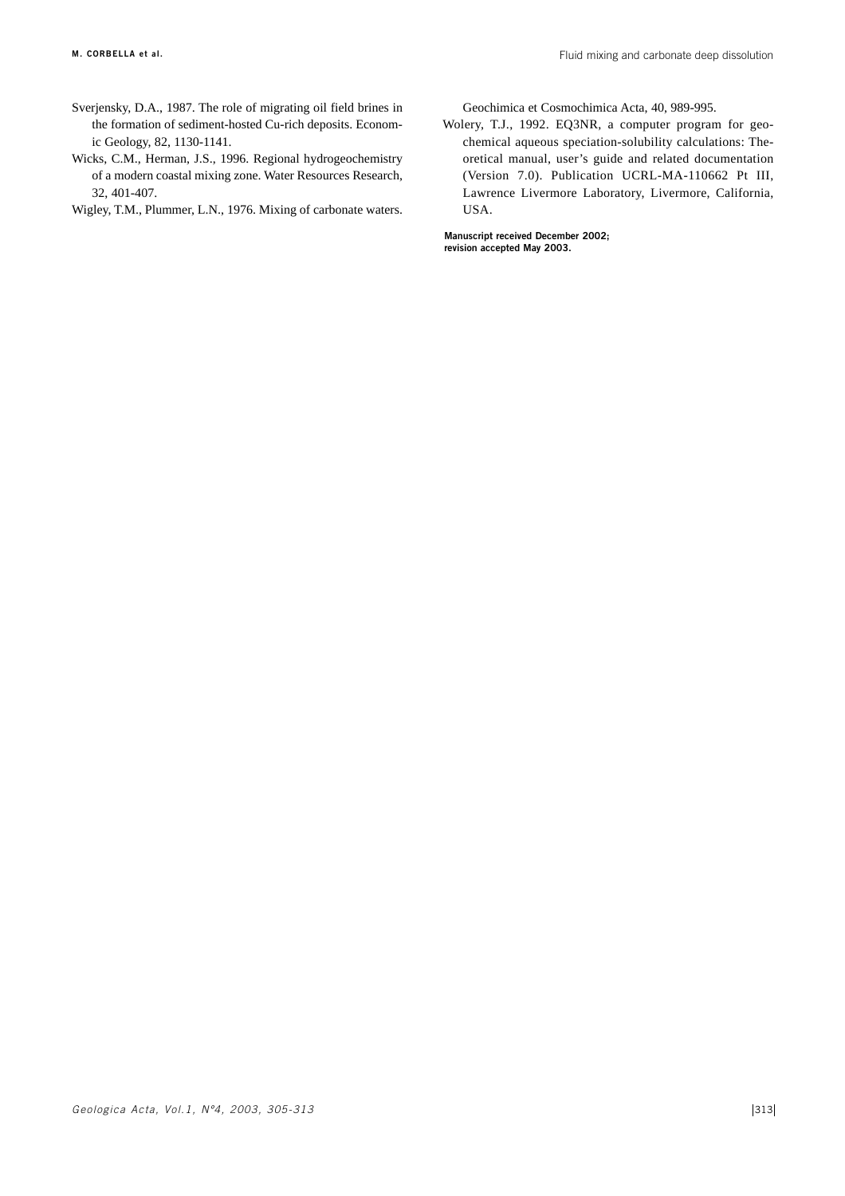Sverjensky, D.A., 1987. The role of migrating oil field brines in the formation of sediment-hosted Cu-rich deposits. Economic Geology, 82, 1130-1141.

Wicks, C.M., Herman, J.S., 1996. Regional hydrogeochemistry of a modern coastal mixing zone. Water Resources Research, 32, 401-407.

Wigley, T.M., Plummer, L.N., 1976. Mixing of carbonate waters. Geochimica et Cosmochimica Acta, 40, 989-995.

Wolery, T.J., 1992. EQ3NR, a computer program for geochemical aqueous speciation-solubility calculations: Theoretical manual, user's guide and related documentation (Version 7.0). Publication UCRL-MA-110662 Pt III, Lawrence Livermore Laboratory, Livermore, California, USA.

**Manuscript received December 2002; revision accepted May 2003.**